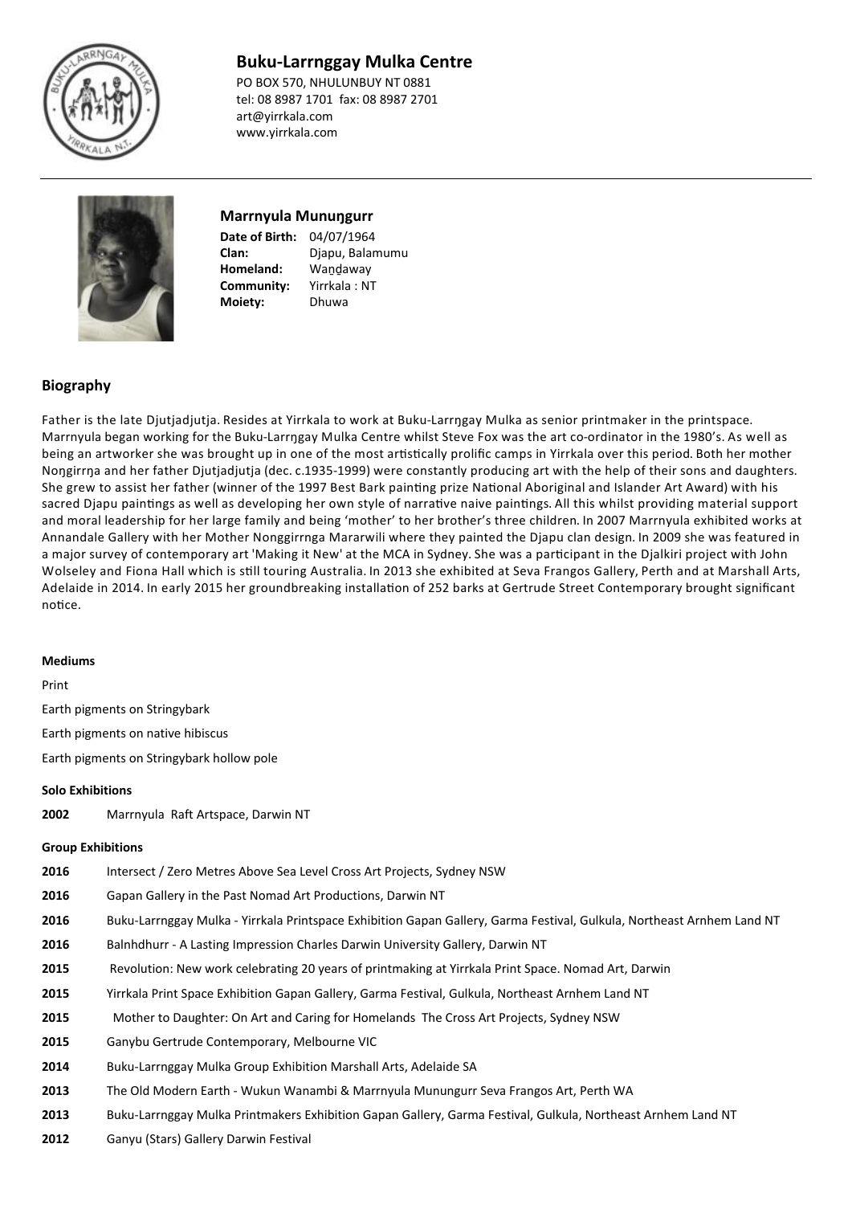# Buku-Larrnggay Mulka Centre

PO BOX 570, NHULUNBUY NT 0881
tel: 08 8987 1701 fax: 08 8987 2701
art@yirrkala.com
www.yirrkala.com

## Marrnyula Munuŋgurr

**Date of Birth:** 04/07/1964
**Clan:** Djapu, Balamumu
**Homeland:** Wan̲d̲away
**Community:** Yirrkala : NT
**Moiety:** Dhuwa

## Biography

Father is the late Djutjadjutja. Resides at Yirrkala to work at Buku-Larrŋgay Mulka as senior printmaker in the printspace. Marrnyula began working for the Buku-Larrŋgay Mulka Centre whilst Steve Fox was the art co-ordinator in the 1980's. As well as being an artworker she was brought up in one of the most artistically prolific camps in Yirrkala over this period. Both her mother Noŋgirrŋa and her father Djutjadjutja (dec. c.1935-1999) were constantly producing art with the help of their sons and daughters. She grew to assist her father (winner of the 1997 Best Bark painting prize National Aboriginal and Islander Art Award) with his sacred Djapu paintings as well as developing her own style of narrative naive paintings. All this whilst providing material support and moral leadership for her large family and being 'mother' to her brother's three children. In 2007 Marrnyula exhibited works at Annandale Gallery with her Mother Nonggirrnga Mararwili where they painted the Djapu clan design. In 2009 she was featured in a major survey of contemporary art 'Making it New' at the MCA in Sydney. She was a participant in the Djalkiri project with John Wolseley and Fiona Hall which is still touring Australia. In 2013 she exhibited at Seva Frangos Gallery, Perth and at Marshall Arts, Adelaide in 2014. In early 2015 her groundbreaking installation of 252 barks at Gertrude Street Contemporary brought significant notice.

**Mediums**

Print

Earth pigments on Stringybark

Earth pigments on native hibiscus

Earth pigments on Stringybark hollow pole

**Solo Exhibitions**

**2002** Marrnyula Raft Artspace, Darwin NT

**Group Exhibitions**

**2016** Intersect / Zero Metres Above Sea Level Cross Art Projects, Sydney NSW

**2016** Gapan Gallery in the Past Nomad Art Productions, Darwin NT

**2016** Buku-Larrnggay Mulka - Yirrkala Printspace Exhibition Gapan Gallery, Garma Festival, Gulkula, Northeast Arnhem Land NT

**2016** Balnhdhurr - A Lasting Impression Charles Darwin University Gallery, Darwin NT

**2015** Revolution: New work celebrating 20 years of printmaking at Yirrkala Print Space. Nomad Art, Darwin

**2015** Yirrkala Print Space Exhibition Gapan Gallery, Garma Festival, Gulkula, Northeast Arnhem Land NT

**2015** Mother to Daughter: On Art and Caring for Homelands The Cross Art Projects, Sydney NSW

**2015** Ganybu Gertrude Contemporary, Melbourne VIC

**2014** Buku-Larrnggay Mulka Group Exhibition Marshall Arts, Adelaide SA

**2013** The Old Modern Earth - Wukun Wanambi & Marrnyula Munungurr Seva Frangos Art, Perth WA

**2013** Buku-Larrnggay Mulka Printmakers Exhibition Gapan Gallery, Garma Festival, Gulkula, Northeast Arnhem Land NT

**2012** Ganyu (Stars) Gallery Darwin Festival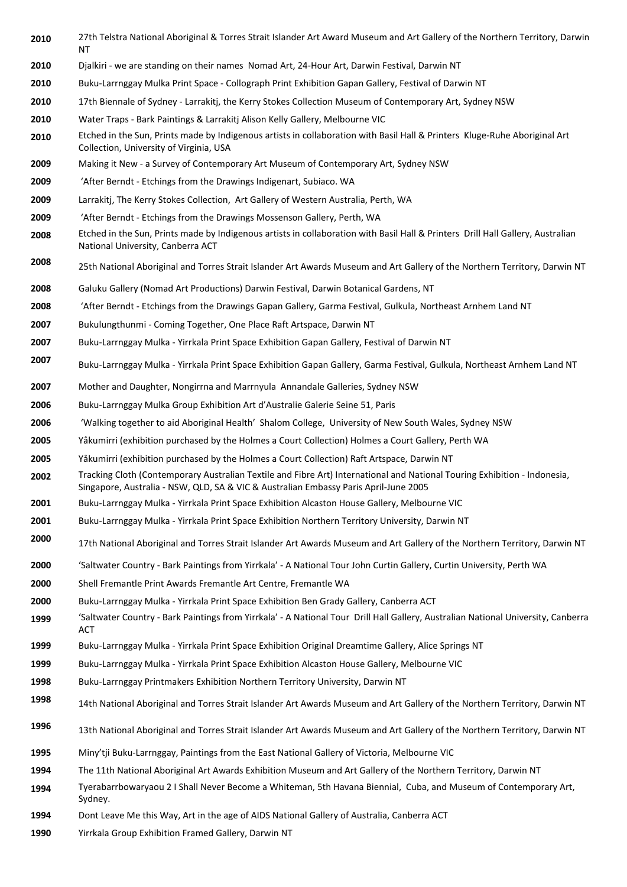| | |
|---|---|
| **2010** | 27th Telstra National Aboriginal & Torres Strait Islander Art Award Museum and Art Gallery of the Northern Territory, Darwin NT |
| **2010** | Djalkiri - we are standing on their names  Nomad Art, 24-Hour Art, Darwin Festival, Darwin NT |
| **2010** | Buku-Larrnggay Mulka Print Space - Collograph Print Exhibition Gapan Gallery, Festival of Darwin NT |
| **2010** | 17th Biennale of Sydney - Larrakitj, the Kerry Stokes Collection Museum of Contemporary Art, Sydney NSW |
| **2010** | Water Traps - Bark Paintings & Larrakitj Alison Kelly Gallery, Melbourne VIC |
| **2010** | Etched in the Sun, Prints made by Indigenous artists in collaboration with Basil Hall & Printers  Kluge-Ruhe Aboriginal Art Collection, University of Virginia, USA |
| **2009** | Making it New - a Survey of Contemporary Art Museum of Contemporary Art, Sydney NSW |
| **2009** | 'After Berndt - Etchings from the Drawings Indigenart, Subiaco. WA |
| **2009** | Larrakitj, The Kerry Stokes Collection,  Art Gallery of Western Australia, Perth, WA |
| **2009** | 'After Berndt - Etchings from the Drawings Mossenson Gallery, Perth, WA |
| **2008** | Etched in the Sun, Prints made by Indigenous artists in collaboration with Basil Hall & Printers  Drill Hall Gallery, Australian National University, Canberra ACT |
| **2008** | 25th National Aboriginal and Torres Strait Islander Art Awards Museum and Art Gallery of the Northern Territory, Darwin NT |
| **2008** | Galuku Gallery (Nomad Art Productions) Darwin Festival, Darwin Botanical Gardens, NT |
| **2008** | 'After Berndt - Etchings from the Drawings Gapan Gallery, Garma Festival, Gulkula, Northeast Arnhem Land NT |
| **2007** | Bukulungthunmi - Coming Together, One Place Raft Artspace, Darwin NT |
| **2007** | Buku-Larrnggay Mulka - Yirrkala Print Space Exhibition Gapan Gallery, Festival of Darwin NT |
| **2007** | Buku-Larrnggay Mulka - Yirrkala Print Space Exhibition Gapan Gallery, Garma Festival, Gulkula, Northeast Arnhem Land NT |
| **2007** | Mother and Daughter, Nongirrna and Marrnyula  Annandale Galleries, Sydney NSW |
| **2006** | Buku-Larrnggay Mulka Group Exhibition Art d'Australie Galerie Seine 51, Paris |
| **2006** | 'Walking together to aid Aboriginal Health'  Shalom College,  University of New South Wales, Sydney NSW |
| **2005** | Yåkumirri (exhibition purchased by the Holmes a Court Collection) Holmes a Court Gallery, Perth WA |
| **2005** | Yåkumirri (exhibition purchased by the Holmes a Court Collection) Raft Artspace, Darwin NT |
| **2002** | Tracking Cloth (Contemporary Australian Textile and Fibre Art) International and National Touring Exhibition - Indonesia, Singapore, Australia - NSW, QLD, SA & VIC & Australian Embassy Paris April-June 2005 |
| **2001** | Buku-Larrnggay Mulka - Yirrkala Print Space Exhibition Alcaston House Gallery, Melbourne VIC |
| **2001** | Buku-Larrnggay Mulka - Yirrkala Print Space Exhibition Northern Territory University, Darwin NT |
| **2000** | 17th National Aboriginal and Torres Strait Islander Art Awards Museum and Art Gallery of the Northern Territory, Darwin NT |
| **2000** | 'Saltwater Country - Bark Paintings from Yirrkala' - A National Tour John Curtin Gallery, Curtin University, Perth WA |
| **2000** | Shell Fremantle Print Awards Fremantle Art Centre, Fremantle WA |
| **2000** | Buku-Larrnggay Mulka - Yirrkala Print Space Exhibition Ben Grady Gallery, Canberra ACT |
| **1999** | 'Saltwater Country - Bark Paintings from Yirrkala' - A National Tour  Drill Hall Gallery, Australian National University, Canberra ACT |
| **1999** | Buku-Larrnggay Mulka - Yirrkala Print Space Exhibition Original Dreamtime Gallery, Alice Springs NT |
| **1999** | Buku-Larrnggay Mulka - Yirrkala Print Space Exhibition Alcaston House Gallery, Melbourne VIC |
| **1998** | Buku-Larrnggay Printmakers Exhibition Northern Territory University, Darwin NT |
| **1998** | 14th National Aboriginal and Torres Strait Islander Art Awards Museum and Art Gallery of the Northern Territory, Darwin NT |
| **1996** | 13th National Aboriginal and Torres Strait Islander Art Awards Museum and Art Gallery of the Northern Territory, Darwin NT |
| **1995** | Miny'tji Buku-Larrnggay, Paintings from the East National Gallery of Victoria, Melbourne VIC |
| **1994** | The 11th National Aboriginal Art Awards Exhibition Museum and Art Gallery of the Northern Territory, Darwin NT |
| **1994** | Tyerabarrbowaryaou 2 I Shall Never Become a Whiteman, 5th Havana Biennial,  Cuba, and Museum of Contemporary Art, Sydney. |
| **1994** | Dont Leave Me this Way, Art in the age of AIDS National Gallery of Australia, Canberra ACT |
| **1990** | Yirrkala Group Exhibition Framed Gallery, Darwin NT |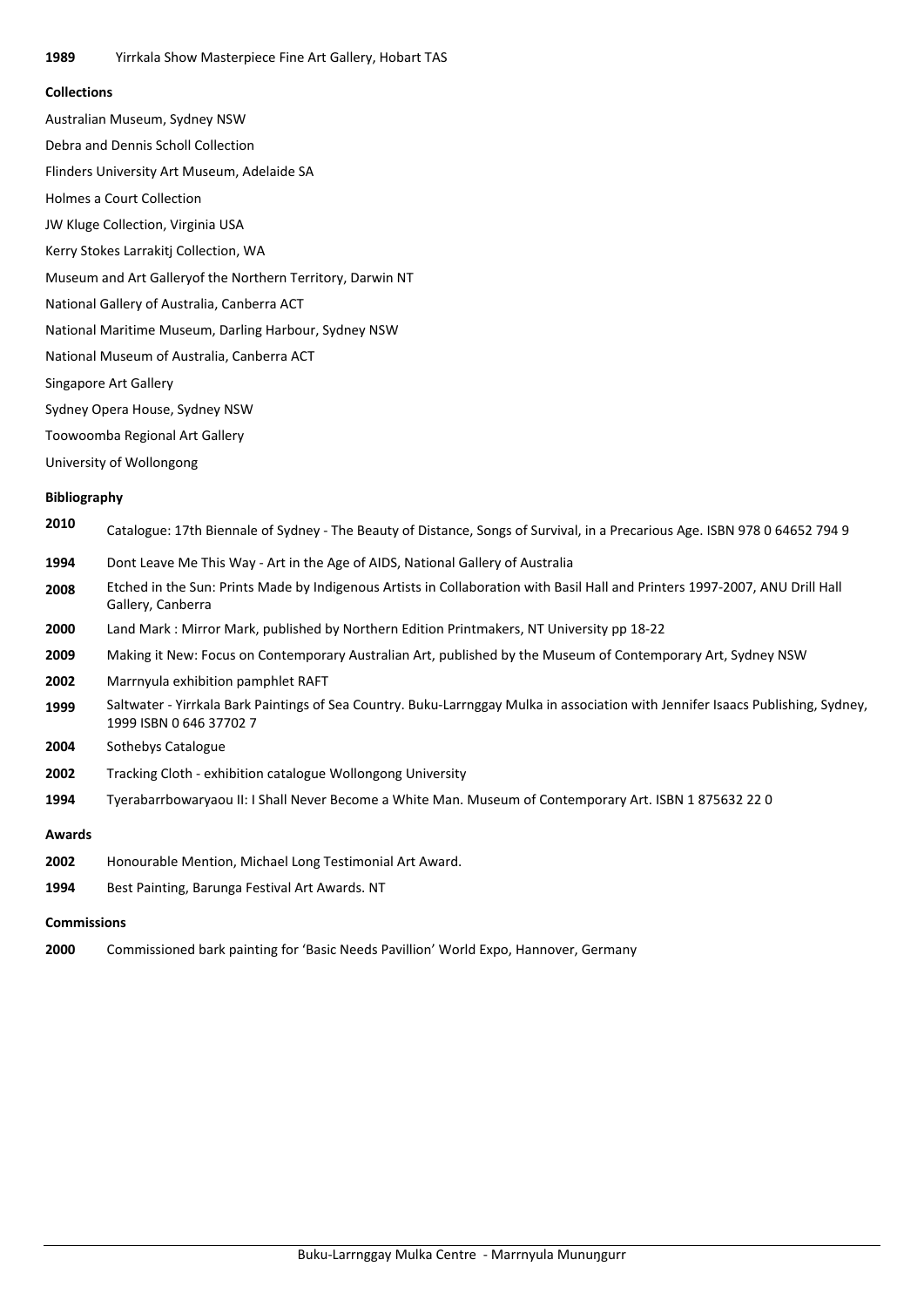**1989** Yirrkala Show Masterpiece Fine Art Gallery, Hobart TAS

**Collections**

Australian Museum, Sydney NSW

Debra and Dennis Scholl Collection

Flinders University Art Museum, Adelaide SA

Holmes a Court Collection

JW Kluge Collection, Virginia USA

Kerry Stokes Larrakitj Collection, WA

Museum and Art Galleryof the Northern Territory, Darwin NT

National Gallery of Australia, Canberra ACT

National Maritime Museum, Darling Harbour, Sydney NSW

National Museum of Australia, Canberra ACT

Singapore Art Gallery

Sydney Opera House, Sydney NSW

Toowoomba Regional Art Gallery

University of Wollongong

**Bibliography**

**2010** Catalogue: 17th Biennale of Sydney - The Beauty of Distance, Songs of Survival, in a Precarious Age. ISBN 978 0 64652 794 9

**1994** Dont Leave Me This Way - Art in the Age of AIDS, National Gallery of Australia

**2008** Etched in the Sun: Prints Made by Indigenous Artists in Collaboration with Basil Hall and Printers 1997-2007, ANU Drill Hall Gallery, Canberra

**2000** Land Mark : Mirror Mark, published by Northern Edition Printmakers, NT University pp 18-22

**2009** Making it New: Focus on Contemporary Australian Art, published by the Museum of Contemporary Art, Sydney NSW

**2002** Marrnyula exhibition pamphlet RAFT

**1999** Saltwater - Yirrkala Bark Paintings of Sea Country. Buku-Larrnggay Mulka in association with Jennifer Isaacs Publishing, Sydney, 1999 ISBN 0 646 37702 7

**2004** Sothebys Catalogue

**2002** Tracking Cloth - exhibition catalogue Wollongong University

**1994** Tyerabarrbowaryaou II: I Shall Never Become a White Man. Museum of Contemporary Art. ISBN 1 875632 22 0

**Awards**

**2002** Honourable Mention, Michael Long Testimonial Art Award.

**1994** Best Painting, Barunga Festival Art Awards. NT

**Commissions**

**2000** Commissioned bark painting for 'Basic Needs Pavillion' World Expo, Hannover, Germany